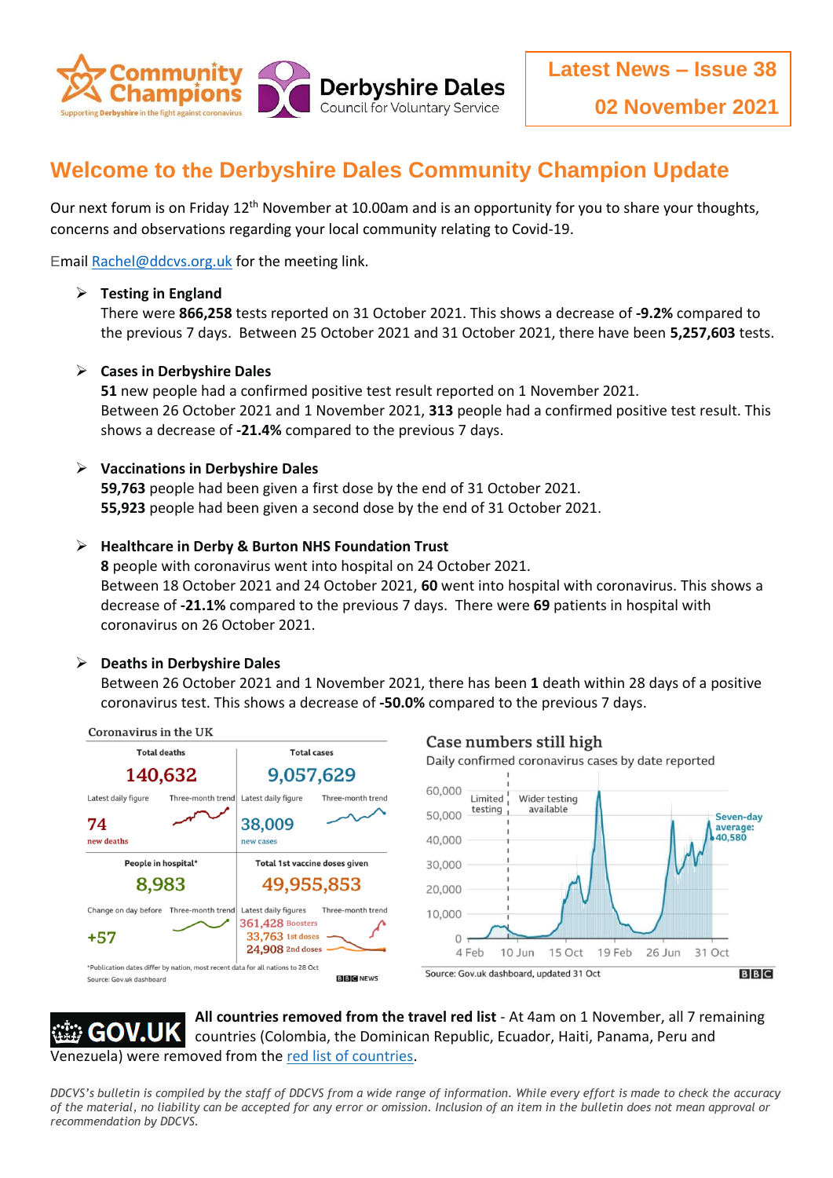Community Champions — Supporting Derbyshire in the fight against coronavirus

Derbyshire Dales Council for Voluntary Service

**Latest News – Issue 38**

**02 November 2021**

# Welcome to the Derbyshire Dales Community Champion Update

Our next forum is on Friday 12th November at 10.00am and is an opportunity for you to share your thoughts, concerns and observations regarding your local community relating to Covid-19.

Email Rachel@ddcvs.org.uk for the meeting link.

- **Testing in England**
  There were **866,258** tests reported on 31 October 2021. This shows a decrease of **-9.2%** compared to the previous 7 days. Between 25 October 2021 and 31 October 2021, there have been **5,257,603** tests.

- **Cases in Derbyshire Dales**
  **51** new people had a confirmed positive test result reported on 1 November 2021.
  Between 26 October 2021 and 1 November 2021, **313** people had a confirmed positive test result. This shows a decrease of **-21.4%** compared to the previous 7 days.

- **Vaccinations in Derbyshire Dales**
  **59,763** people had been given a first dose by the end of 31 October 2021.
  **55,923** people had been given a second dose by the end of 31 October 2021.

- **Healthcare in Derby & Burton NHS Foundation Trust**
  **8** people with coronavirus went into hospital on 24 October 2021.
  Between 18 October 2021 and 24 October 2021, **60** went into hospital with coronavirus. This shows a decrease of **-21.1%** compared to the previous 7 days. There were **69** patients in hospital with coronavirus on 26 October 2021.

- **Deaths in Derbyshire Dales**
  Between 26 October 2021 and 1 November 2021, there has been **1** death within 28 days of a positive coronavirus test. This shows a decrease of **-50.0%** compared to the previous 7 days.

**Coronavirus in the UK**

| Total deaths | Total cases |
|---|---|
| 140,632 | 9,057,629 |
| Latest daily figure: 74 new deaths | Latest daily figure: 38,009 new cases |

| People in hospital* | Total 1st vaccine doses given |
|---|---|
| 8,983 | 49,955,853 |
| Change on day before: +57 | Latest daily figures: 361,428 Boosters; 33,763 1st doses; 24,908 2nd doses |

*Publication dates differ by nation, most recent data for all nations to 28 Oct

Source: Gov.uk dashboard — BBC News

**Case numbers still high**

Daily confirmed coronavirus cases by date reported

Limited testing | Wider testing available — Seven-day average: 40,580

Source: Gov.uk dashboard, updated 31 Oct — BBC

GOV.UK **All countries removed from the travel red list** - At 4am on 1 November, all 7 remaining countries (Colombia, the Dominican Republic, Ecuador, Haiti, Panama, Peru and Venezuela) were removed from the red list of countries.

*DDCVS's bulletin is compiled by the staff of DDCVS from a wide range of information. While every effort is made to check the accuracy of the material, no liability can be accepted for any error or omission. Inclusion of an item in the bulletin does not mean approval or recommendation by DDCVS.*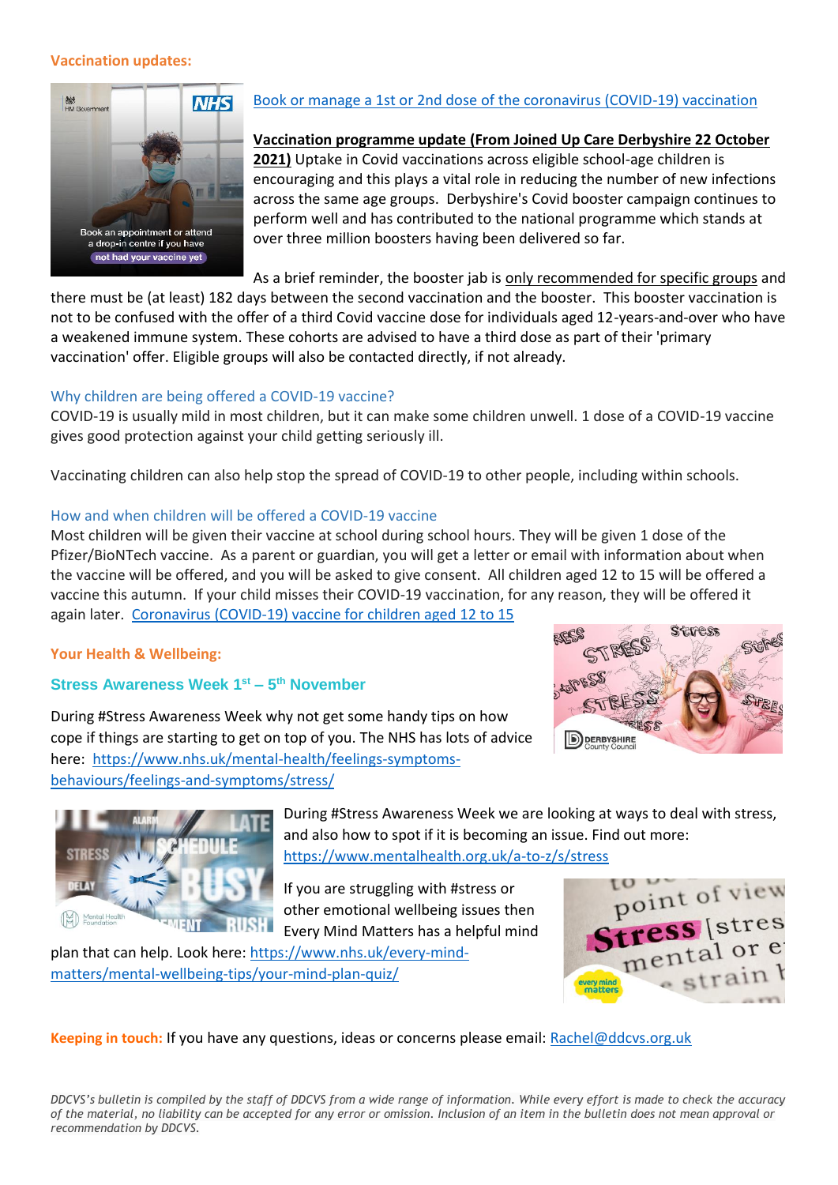### Vaccination updates:

[Book or manage a 1st or 2nd dose of the coronavirus (COVID-19) vaccination](#)

**Vaccination programme update (From Joined Up Care Derbyshire 22 October 2021)** Uptake in Covid vaccinations across eligible school-age children is encouraging and this plays a vital role in reducing the number of new infections across the same age groups. Derbyshire's Covid booster campaign continues to perform well and has contributed to the national programme which stands at over three million boosters having been delivered so far.

As a brief reminder, the booster jab is only recommended for specific groups and there must be (at least) 182 days between the second vaccination and the booster. This booster vaccination is not to be confused with the offer of a third Covid vaccine dose for individuals aged 12-years-and-over who have a weakened immune system. These cohorts are advised to have a third dose as part of their 'primary vaccination' offer. Eligible groups will also be contacted directly, if not already.

#### Why children are being offered a COVID-19 vaccine?

COVID-19 is usually mild in most children, but it can make some children unwell. 1 dose of a COVID-19 vaccine gives good protection against your child getting seriously ill.

Vaccinating children can also help stop the spread of COVID-19 to other people, including within schools.

#### How and when children will be offered a COVID-19 vaccine

Most children will be given their vaccine at school during school hours. They will be given 1 dose of the Pfizer/BioNTech vaccine. As a parent or guardian, you will get a letter or email with information about when the vaccine will be offered, and you will be asked to give consent. All children aged 12 to 15 will be offered a vaccine this autumn. If your child misses their COVID-19 vaccination, for any reason, they will be offered it again later. [Coronavirus (COVID-19) vaccine for children aged 12 to 15](#)

### Your Health & Wellbeing:

#### Stress Awareness Week 1st – 5th November

During #Stress Awareness Week why not get some handy tips on how cope if things are starting to get on top of you. The NHS has lots of advice here: https://www.nhs.uk/mental-health/feelings-symptoms-behaviours/feelings-and-symptoms/stress/

During #Stress Awareness Week we are looking at ways to deal with stress, and also how to spot if it is becoming an issue. Find out more: https://www.mentalhealth.org.uk/a-to-z/s/stress

If you are struggling with #stress or other emotional wellbeing issues then Every Mind Matters has a helpful mind plan that can help. Look here: https://www.nhs.uk/every-mind-matters/mental-wellbeing-tips/your-mind-plan-quiz/

**Keeping in touch:** If you have any questions, ideas or concerns please email: Rachel@ddcvs.org.uk

*DDCVS's bulletin is compiled by the staff of DDCVS from a wide range of information. While every effort is made to check the accuracy of the material, no liability can be accepted for any error or omission. Inclusion of an item in the bulletin does not mean approval or recommendation by DDCVS.*